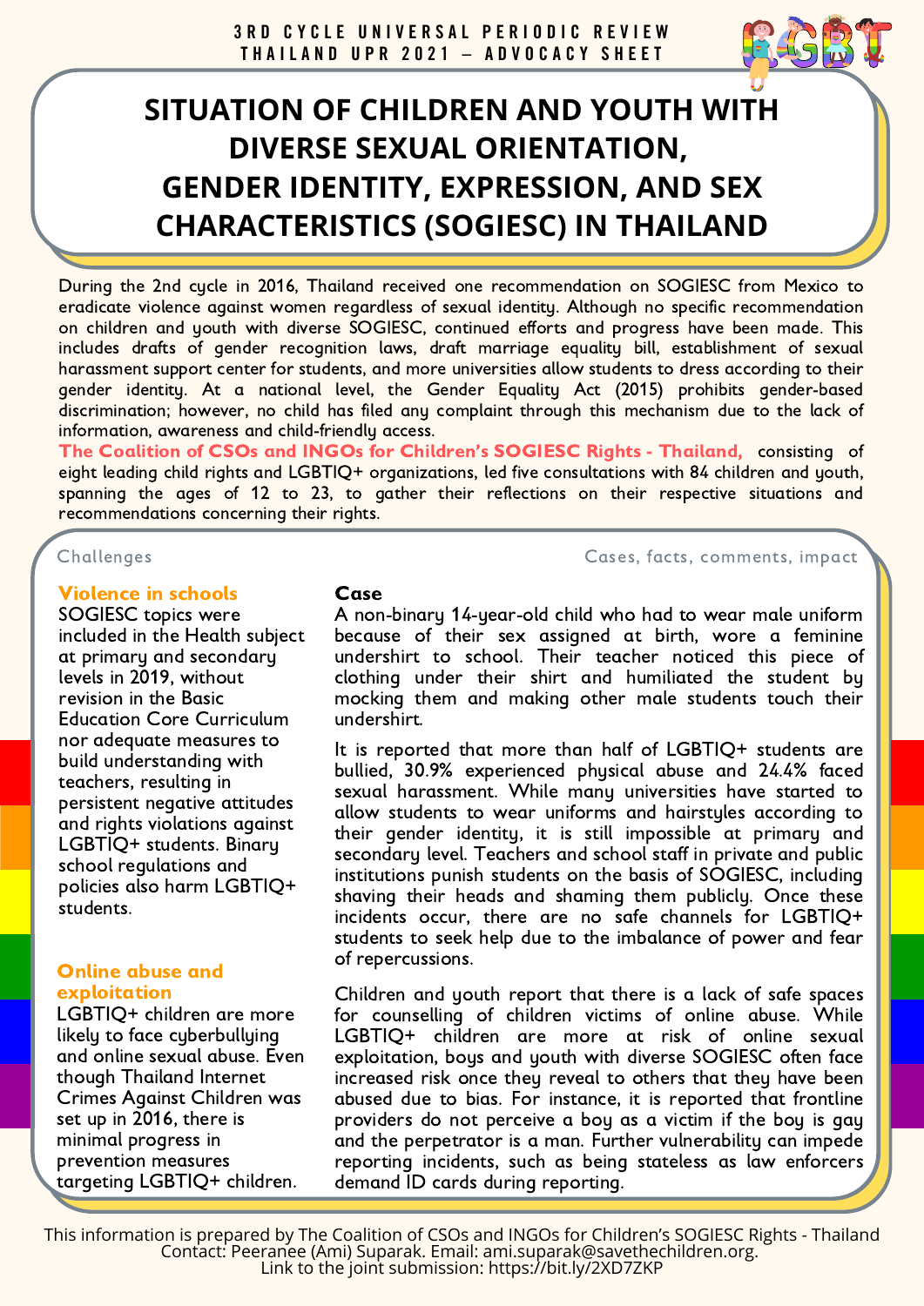3RD CYCLE UNIVERSAL PERIODIC REVIEW
THAILAND UPR 2021 – ADVOCACY SHEET

# SITUATION OF CHILDREN AND YOUTH WITH DIVERSE SEXUAL ORIENTATION, GENDER IDENTITY, EXPRESSION, AND SEX CHARACTERISTICS (SOGIESC) IN THAILAND

During the 2nd cycle in 2016, Thailand received one recommendation on SOGIESC from Mexico to eradicate violence against women regardless of sexual identity. Although no specific recommendation on children and youth with diverse SOGIESC, continued efforts and progress have been made. This includes drafts of gender recognition laws, draft marriage equality bill, establishment of sexual harassment support center for students, and more universities allow students to dress according to their gender identity. At a national level, the Gender Equality Act (2015) prohibits gender-based discrimination; however, no child has filed any complaint through this mechanism due to the lack of information, awareness and child-friendly access.

**The Coalition of CSOs and INGOs for Children's SOGIESC Rights - Thailand,** consisting of eight leading child rights and LGBTIQ+ organizations, led five consultations with 84 children and youth, spanning the ages of 12 to 23, to gather their reflections on their respective situations and recommendations concerning their rights.

| Challenges | Cases, facts, comments, impact |
| --- | --- |
| **Violence in schools**<br>SOGIESC topics were included in the Health subject at primary and secondary levels in 2019, without revision in the Basic Education Core Curriculum nor adequate measures to build understanding with teachers, resulting in persistent negative attitudes and rights violations against LGBTIQ+ students. Binary school regulations and policies also harm LGBTIQ+ students. | **Case**<br>A non-binary 14-year-old child who had to wear male uniform because of their sex assigned at birth, wore a feminine undershirt to school. Their teacher noticed this piece of clothing under their shirt and humiliated the student by mocking them and making other male students touch their undershirt.<br><br>It is reported that more than half of LGBTIQ+ students are bullied, 30.9% experienced physical abuse and 24.4% faced sexual harassment. While many universities have started to allow students to wear uniforms and hairstyles according to their gender identity, it is still impossible at primary and secondary level. Teachers and school staff in private and public institutions punish students on the basis of SOGIESC, including shaving their heads and shaming them publicly. Once these incidents occur, there are no safe channels for LGBTIQ+ students to seek help due to the imbalance of power and fear of repercussions. |
| **Online abuse and exploitation**<br>LGBTIQ+ children are more likely to face cyberbullying and online sexual abuse. Even though Thailand Internet Crimes Against Children was set up in 2016, there is minimal progress in prevention measures targeting LGBTIQ+ children. | Children and youth report that there is a lack of safe spaces for counselling of children victims of online abuse. While LGBTIQ+ children are more at risk of online sexual exploitation, boys and youth with diverse SOGIESC often face increased risk once they reveal to others that they have been abused due to bias. For instance, it is reported that frontline providers do not perceive a boy as a victim if the boy is gay and the perpetrator is a man. Further vulnerability can impede reporting incidents, such as being stateless as law enforcers demand ID cards during reporting. |

This information is prepared by The Coalition of CSOs and INGOs for Children's SOGIESC Rights - Thailand
Contact: Peeranee (Ami) Suparak. Email: ami.suparak@savethechildren.org.
Link to the joint submission: https://bit.ly/2XD7ZKP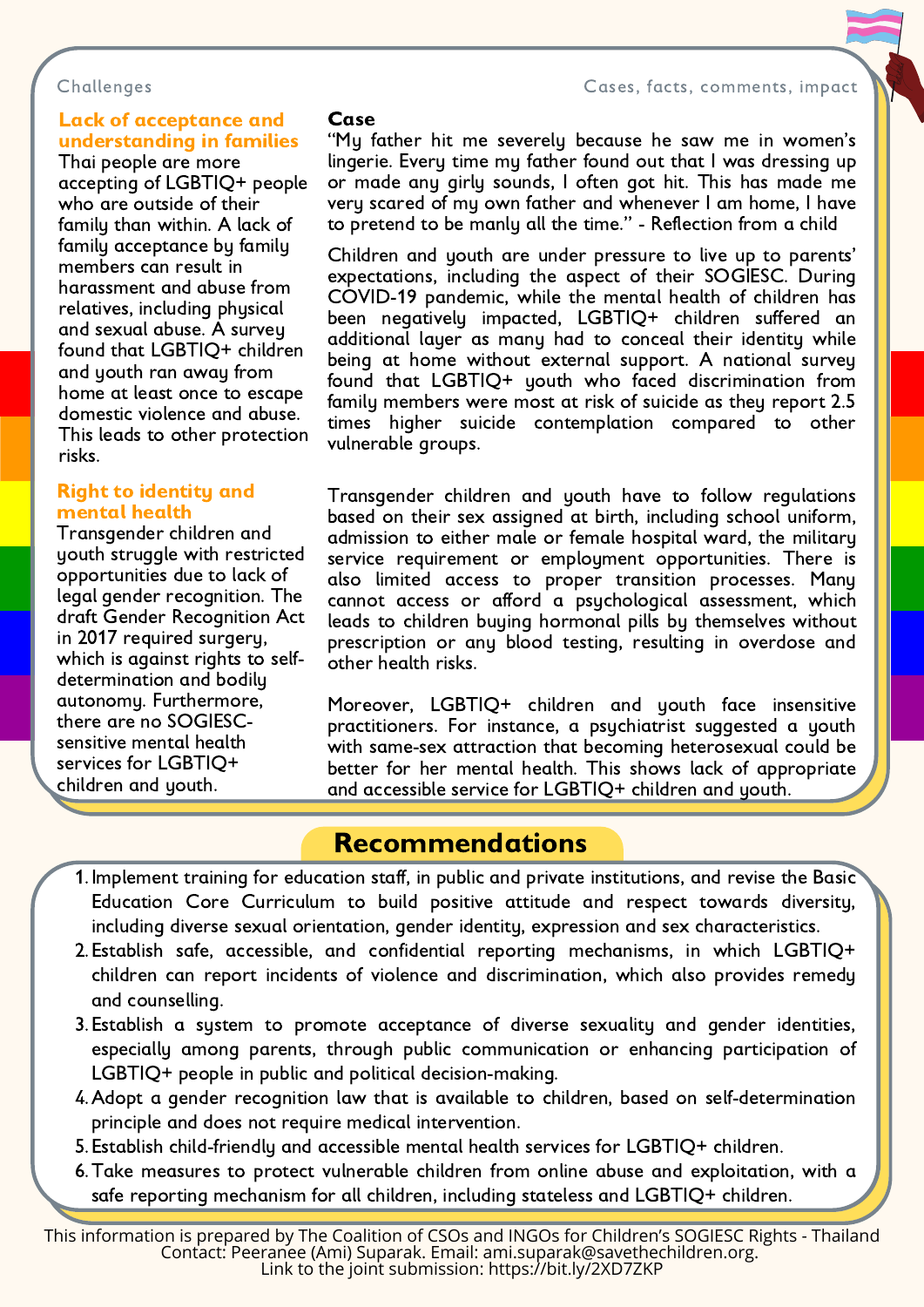Challenges

Cases, facts, comments, impact

### Lack of acceptance and understanding in families

Thai people are more accepting of LGBTIQ+ people who are outside of their family than within. A lack of family acceptance by family members can result in harassment and abuse from relatives, including physical and sexual abuse. A survey found that LGBTIQ+ children and youth ran away from home at least once to escape domestic violence and abuse. This leads to other protection risks.

**Case**

"My father hit me severely because he saw me in women's lingerie. Every time my father found out that I was dressing up or made any girly sounds, I often got hit. This has made me very scared of my own father and whenever I am home, I have to pretend to be manly all the time." - Reflection from a child

Children and youth are under pressure to live up to parents' expectations, including the aspect of their SOGIESC. During COVID-19 pandemic, while the mental health of children has been negatively impacted, LGBTIQ+ children suffered an additional layer as many had to conceal their identity while being at home without external support. A national survey found that LGBTIQ+ youth who faced discrimination from family members were most at risk of suicide as they report 2.5 times higher suicide contemplation compared to other vulnerable groups.

### Right to identity and mental health

Transgender children and youth struggle with restricted opportunities due to lack of legal gender recognition. The draft Gender Recognition Act in 2017 required surgery, which is against rights to self-determination and bodily autonomy. Furthermore, there are no SOGIESC-sensitive mental health services for LGBTIQ+ children and youth.

Transgender children and youth have to follow regulations based on their sex assigned at birth, including school uniform, admission to either male or female hospital ward, the military service requirement or employment opportunities. There is also limited access to proper transition processes. Many cannot access or afford a psychological assessment, which leads to children buying hormonal pills by themselves without prescription or any blood testing, resulting in overdose and other health risks.

Moreover, LGBTIQ+ children and youth face insensitive practitioners. For instance, a psychiatrist suggested a youth with same-sex attraction that becoming heterosexual could be better for her mental health. This shows lack of appropriate and accessible service for LGBTIQ+ children and youth.

## Recommendations

1. Implement training for education staff, in public and private institutions, and revise the Basic Education Core Curriculum to build positive attitude and respect towards diversity, including diverse sexual orientation, gender identity, expression and sex characteristics.
2. Establish safe, accessible, and confidential reporting mechanisms, in which LGBTIQ+ children can report incidents of violence and discrimination, which also provides remedy and counselling.
3. Establish a system to promote acceptance of diverse sexuality and gender identities, especially among parents, through public communication or enhancing participation of LGBTIQ+ people in public and political decision-making.
4. Adopt a gender recognition law that is available to children, based on self-determination principle and does not require medical intervention.
5. Establish child-friendly and accessible mental health services for LGBTIQ+ children.
6. Take measures to protect vulnerable children from online abuse and exploitation, with a safe reporting mechanism for all children, including stateless and LGBTIQ+ children.

This information is prepared by The Coalition of CSOs and INGOs for Children's SOGIESC Rights - Thailand
Contact: Peeranee (Ami) Suparak. Email: ami.suparak@savethechildren.org.
Link to the joint submission: https://bit.ly/2XD7ZKP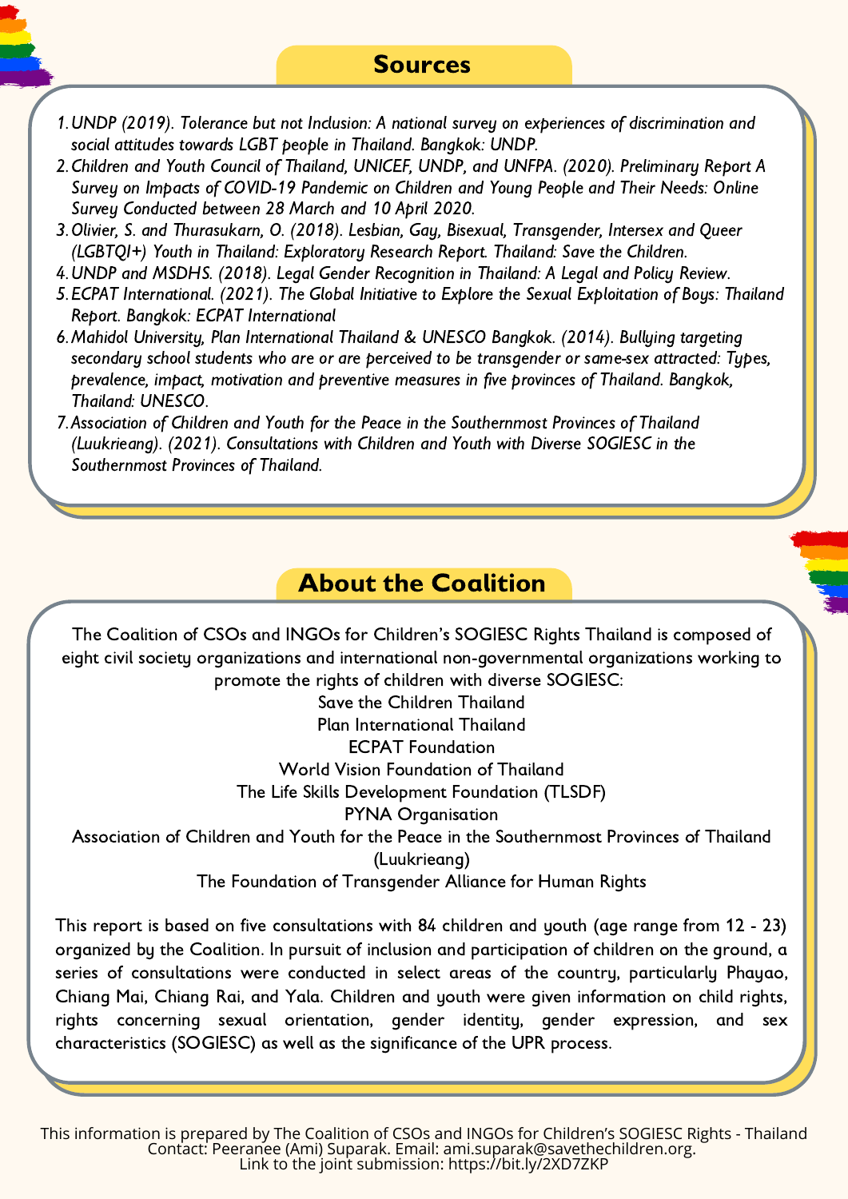## Sources

1. *UNDP (2019). Tolerance but not Inclusion: A national survey on experiences of discrimination and social attitudes towards LGBT people in Thailand. Bangkok: UNDP.*
2. *Children and Youth Council of Thailand, UNICEF, UNDP, and UNFPA. (2020). Preliminary Report A Survey on Impacts of COVID-19 Pandemic on Children and Young People and Their Needs: Online Survey Conducted between 28 March and 10 April 2020.*
3. *Olivier, S. and Thurasukarn, O. (2018). Lesbian, Gay, Bisexual, Transgender, Intersex and Queer (LGBTQI+) Youth in Thailand: Exploratory Research Report. Thailand: Save the Children.*
4. *UNDP and MSDHS. (2018). Legal Gender Recognition in Thailand: A Legal and Policy Review.*
5. *ECPAT International. (2021). The Global Initiative to Explore the Sexual Exploitation of Boys: Thailand Report. Bangkok: ECPAT International*
6. *Mahidol University, Plan International Thailand & UNESCO Bangkok. (2014). Bullying targeting secondary school students who are or are perceived to be transgender or same-sex attracted: Types, prevalence, impact, motivation and preventive measures in five provinces of Thailand. Bangkok, Thailand: UNESCO.*
7. *Association of Children and Youth for the Peace in the Southernmost Provinces of Thailand (Luukrieang). (2021). Consultations with Children and Youth with Diverse SOGIESC in the Southernmost Provinces of Thailand.*

## About the Coalition

The Coalition of CSOs and INGOs for Children's SOGIESC Rights Thailand is composed of eight civil society organizations and international non-governmental organizations working to promote the rights of children with diverse SOGIESC:

Save the Children Thailand
Plan International Thailand
ECPAT Foundation
World Vision Foundation of Thailand
The Life Skills Development Foundation (TLSDF)
PYNA Organisation
Association of Children and Youth for the Peace in the Southernmost Provinces of Thailand (Luukrieang)
The Foundation of Transgender Alliance for Human Rights

This report is based on five consultations with 84 children and youth (age range from 12 - 23) organized by the Coalition. In pursuit of inclusion and participation of children on the ground, a series of consultations were conducted in select areas of the country, particularly Phayao, Chiang Mai, Chiang Rai, and Yala. Children and youth were given information on child rights, rights concerning sexual orientation, gender identity, gender expression, and sex characteristics (SOGIESC) as well as the significance of the UPR process.

This information is prepared by The Coalition of CSOs and INGOs for Children's SOGIESC Rights - Thailand
Contact: Peeranee (Ami) Suparak. Email: ami.suparak@savethechildren.org.
Link to the joint submission: https://bit.ly/2XD7ZKP